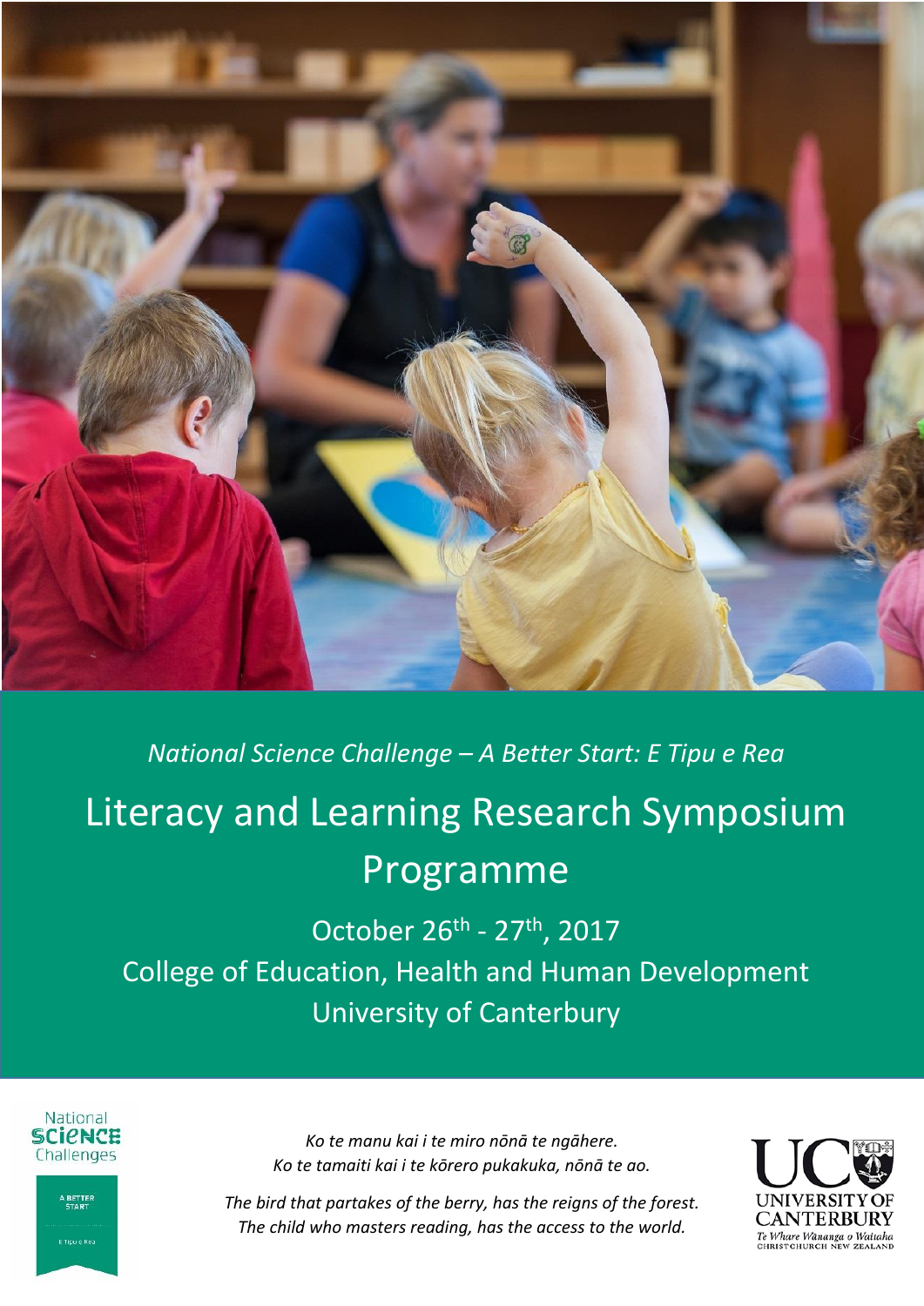*National Science Challenge – A Better Start: E Tipu e Rea*

# Literacy and Learning Research Symposium Programme

October 26th - 27th, 2017

College of Education, Health and Human Development

University of Canterbury

*Ko te manu kai i te miro nōnā te ngāhere.*
*Ko te tamaiti kai i te kōrero pukakuka, nōnā te ao.*

*The bird that partakes of the berry, has the reigns of the forest.*
*The child who masters reading, has the access to the world.*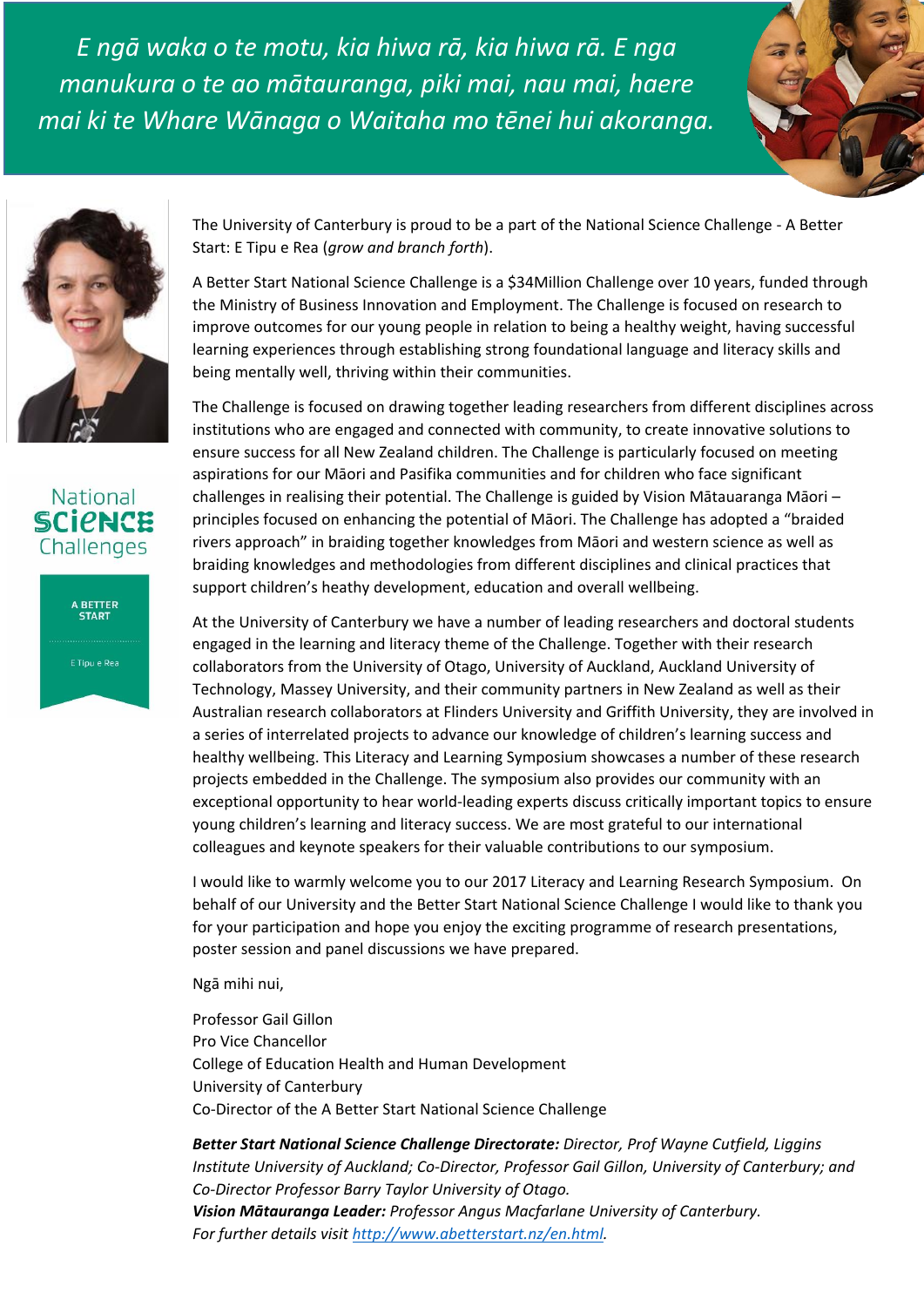*E ngā waka o te motu, kia hiwa rā, kia hiwa rā. E nga manukura o te ao mātauranga, piki mai, nau mai, haere mai ki te Whare Wānaga o Waitaha mo tēnei hui akoranga.*

National SCIENCE Challenges

A BETTER START

E Tipu e Rea

The University of Canterbury is proud to be a part of the National Science Challenge - A Better Start: E Tipu e Rea (*grow and branch forth*).

A Better Start National Science Challenge is a $34Million Challenge over 10 years, funded through the Ministry of Business Innovation and Employment. The Challenge is focused on research to improve outcomes for our young people in relation to being a healthy weight, having successful learning experiences through establishing strong foundational language and literacy skills and being mentally well, thriving within their communities.

The Challenge is focused on drawing together leading researchers from different disciplines across institutions who are engaged and connected with community, to create innovative solutions to ensure success for all New Zealand children. The Challenge is particularly focused on meeting aspirations for our Māori and Pasifika communities and for children who face significant challenges in realising their potential. The Challenge is guided by Vision Mātauaranga Māori – principles focused on enhancing the potential of Māori. The Challenge has adopted a "braided rivers approach" in braiding together knowledges from Māori and western science as well as braiding knowledges and methodologies from different disciplines and clinical practices that support children's heathy development, education and overall wellbeing.

At the University of Canterbury we have a number of leading researchers and doctoral students engaged in the learning and literacy theme of the Challenge. Together with their research collaborators from the University of Otago, University of Auckland, Auckland University of Technology, Massey University, and their community partners in New Zealand as well as their Australian research collaborators at Flinders University and Griffith University, they are involved in a series of interrelated projects to advance our knowledge of children's learning success and healthy wellbeing. This Literacy and Learning Symposium showcases a number of these research projects embedded in the Challenge. The symposium also provides our community with an exceptional opportunity to hear world-leading experts discuss critically important topics to ensure young children's learning and literacy success. We are most grateful to our international colleagues and keynote speakers for their valuable contributions to our symposium.

I would like to warmly welcome you to our 2017 Literacy and Learning Research Symposium. On behalf of our University and the Better Start National Science Challenge I would like to thank you for your participation and hope you enjoy the exciting programme of research presentations, poster session and panel discussions we have prepared.

Ngā mihi nui,

Professor Gail Gillon
Pro Vice Chancellor
College of Education Health and Human Development
University of Canterbury
Co-Director of the A Better Start National Science Challenge

***Better Start National Science Challenge Directorate:*** *Director, Prof Wayne Cutfield, Liggins Institute University of Auckland; Co-Director, Professor Gail Gillon, University of Canterbury; and Co-Director Professor Barry Taylor University of Otago.*
***Vision Mātauranga Leader:*** *Professor Angus Macfarlane University of Canterbury.*
*For further details visit http://www.abetterstart.nz/en.html.*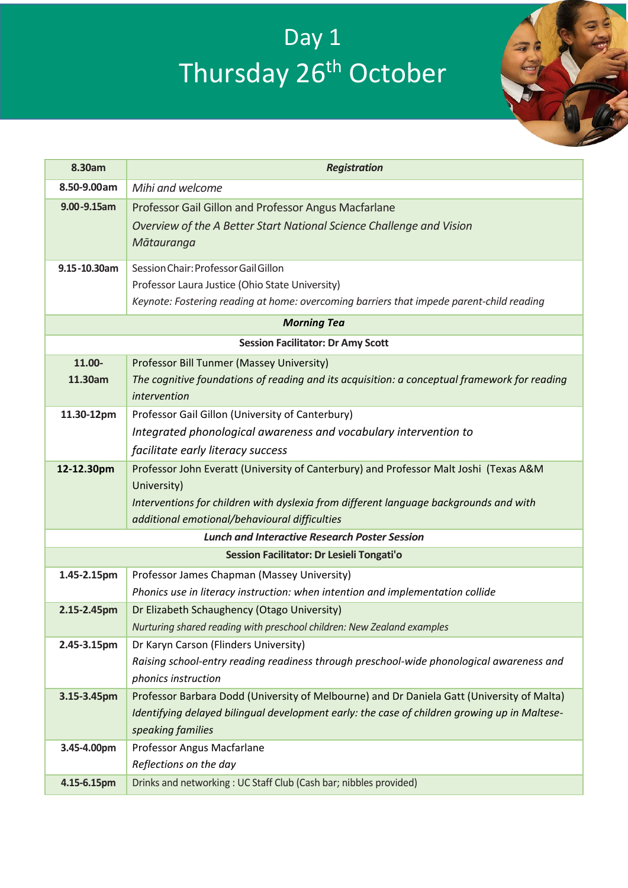# Day 1
# Thursday 26th October

| | |
|---|---|
| **8.30am** | ***Registration*** |
| **8.50-9.00am** | *Mihi and welcome* |
| **9.00-9.15am** | Professor Gail Gillon and Professor Angus Macfarlane<br>*Overview of the A Better Start National Science Challenge and Vision Mātauranga* |
| **9.15-10.30am** | Session Chair: Professor Gail Gillon<br>Professor Laura Justice (Ohio State University)<br>*Keynote: Fostering reading at home: overcoming barriers that impede parent-child reading* |
| | ***Morning Tea*** |
| | **Session Facilitator: Dr Amy Scott** |
| **11.00-11.30am** | Professor Bill Tunmer (Massey University)<br>*The cognitive foundations of reading and its acquisition: a conceptual framework for reading intervention* |
| **11.30-12pm** | Professor Gail Gillon (University of Canterbury)<br>*Integrated phonological awareness and vocabulary intervention to facilitate early literacy success* |
| **12-12.30pm** | Professor John Everatt (University of Canterbury) and Professor Malt Joshi (Texas A&M University)<br>*Interventions for children with dyslexia from different language backgrounds and with additional emotional/behavioural difficulties* |
| | ***Lunch and Interactive Research Poster Session*** |
| | **Session Facilitator: Dr Lesieli Tongati'o** |
| **1.45-2.15pm** | Professor James Chapman (Massey University)<br>*Phonics use in literacy instruction: when intention and implementation collide* |
| **2.15-2.45pm** | Dr Elizabeth Schaughency (Otago University)<br>*Nurturing shared reading with preschool children: New Zealand examples* |
| **2.45-3.15pm** | Dr Karyn Carson (Flinders University)<br>*Raising school-entry reading readiness through preschool-wide phonological awareness and phonics instruction* |
| **3.15-3.45pm** | Professor Barbara Dodd (University of Melbourne) and Dr Daniela Gatt (University of Malta)<br>*Identifying delayed bilingual development early: the case of children growing up in Maltese-speaking families* |
| **3.45-4.00pm** | Professor Angus Macfarlane<br>*Reflections on the day* |
| **4.15-6.15pm** | Drinks and networking : UC Staff Club (Cash bar; nibbles provided) |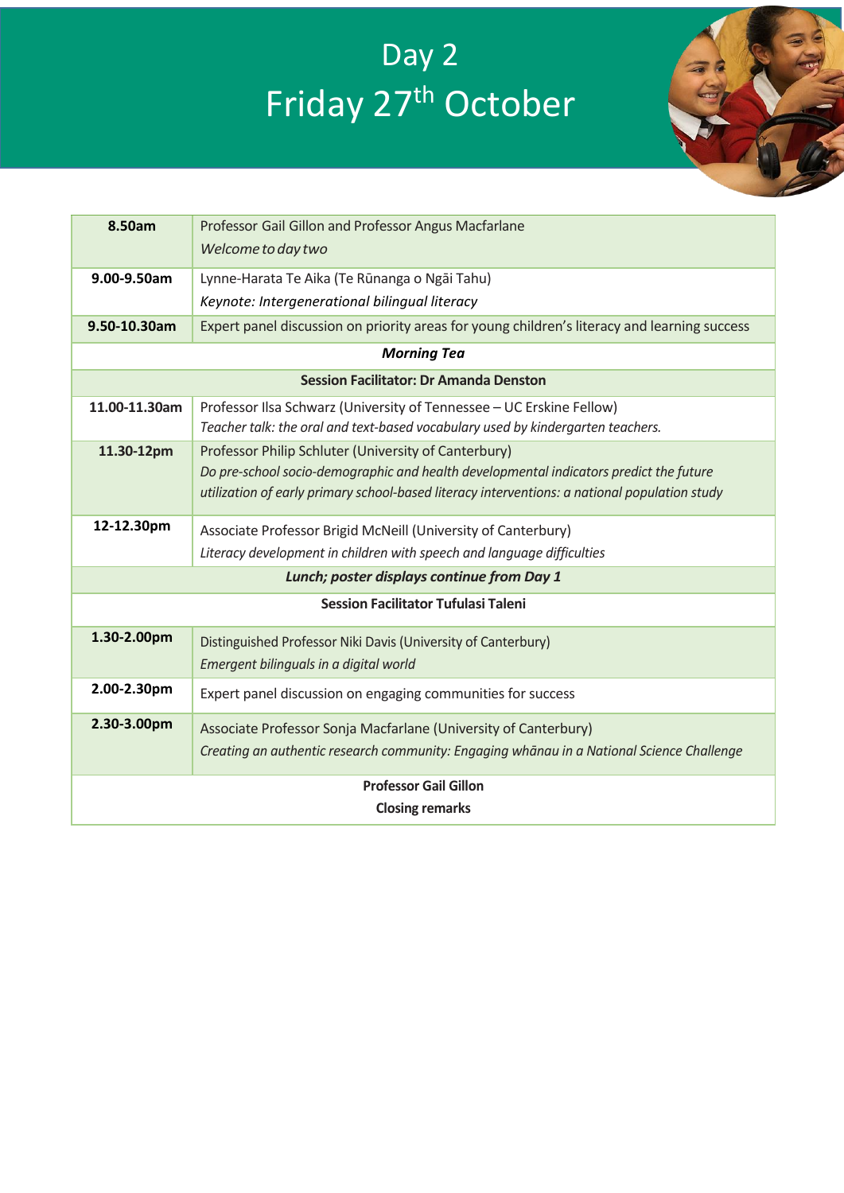# Day 2
# Friday 27th October

| | |
|---|---|
| **8.50am** | Professor Gail Gillon and Professor Angus Macfarlane<br>*Welcome to day two* |
| **9.00-9.50am** | Lynne-Harata Te Aika (Te Rūnanga o Ngāi Tahu)<br>*Keynote: Intergenerational bilingual literacy* |
| **9.50-10.30am** | Expert panel discussion on priority areas for young children's literacy and learning success |
| ***Morning Tea*** | |
| **Session Facilitator: Dr Amanda Denston** | |
| **11.00-11.30am** | Professor Ilsa Schwarz (University of Tennessee – UC Erskine Fellow)<br>*Teacher talk: the oral and text-based vocabulary used by kindergarten teachers.* |
| **11.30-12pm** | Professor Philip Schluter (University of Canterbury)<br>*Do pre-school socio-demographic and health developmental indicators predict the future utilization of early primary school-based literacy interventions: a national population study* |
| **12-12.30pm** | Associate Professor Brigid McNeill (University of Canterbury)<br>*Literacy development in children with speech and language difficulties* |
| ***Lunch; poster displays continue from Day 1*** | |
| **Session Facilitator Tufulasi Taleni** | |
| **1.30-2.00pm** | Distinguished Professor Niki Davis (University of Canterbury)<br>*Emergent bilinguals in a digital world* |
| **2.00-2.30pm** | Expert panel discussion on engaging communities for success |
| **2.30-3.00pm** | Associate Professor Sonja Macfarlane (University of Canterbury)<br>*Creating an authentic research community: Engaging whānau in a National Science Challenge* |
| **Professor Gail Gillon**<br>**Closing remarks** | |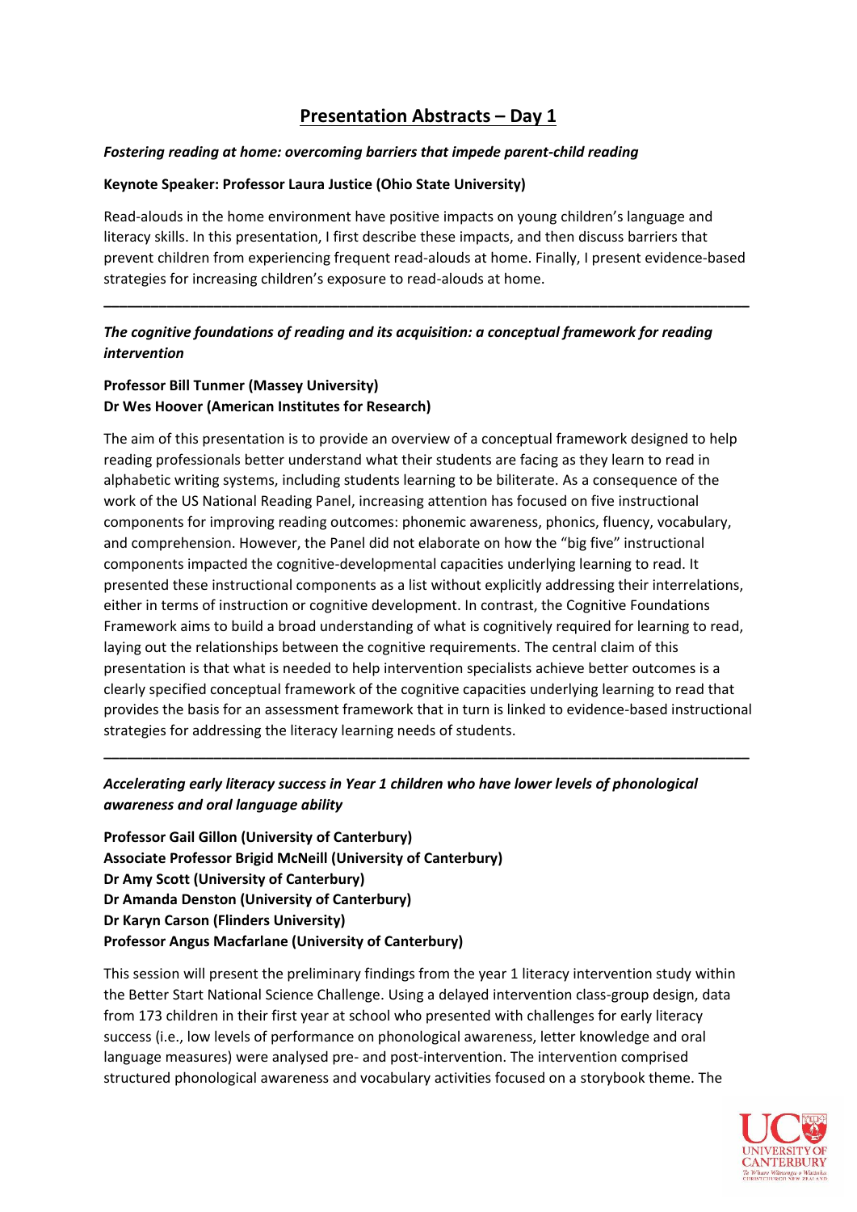# Presentation Abstracts – Day 1

***Fostering reading at home: overcoming barriers that impede parent-child reading***

**Keynote Speaker: Professor Laura Justice (Ohio State University)**

Read-alouds in the home environment have positive impacts on young children's language and literacy skills. In this presentation, I first describe these impacts, and then discuss barriers that prevent children from experiencing frequent read-alouds at home. Finally, I present evidence-based strategies for increasing children's exposure to read-alouds at home.

---

***The cognitive foundations of reading and its acquisition: a conceptual framework for reading intervention***

**Professor Bill Tunmer (Massey University)**
**Dr Wes Hoover (American Institutes for Research)**

The aim of this presentation is to provide an overview of a conceptual framework designed to help reading professionals better understand what their students are facing as they learn to read in alphabetic writing systems, including students learning to be biliterate. As a consequence of the work of the US National Reading Panel, increasing attention has focused on five instructional components for improving reading outcomes: phonemic awareness, phonics, fluency, vocabulary, and comprehension. However, the Panel did not elaborate on how the "big five" instructional components impacted the cognitive-developmental capacities underlying learning to read. It presented these instructional components as a list without explicitly addressing their interrelations, either in terms of instruction or cognitive development. In contrast, the Cognitive Foundations Framework aims to build a broad understanding of what is cognitively required for learning to read, laying out the relationships between the cognitive requirements. The central claim of this presentation is that what is needed to help intervention specialists achieve better outcomes is a clearly specified conceptual framework of the cognitive capacities underlying learning to read that provides the basis for an assessment framework that in turn is linked to evidence-based instructional strategies for addressing the literacy learning needs of students.

---

***Accelerating early literacy success in Year 1 children who have lower levels of phonological awareness and oral language ability***

**Professor Gail Gillon (University of Canterbury)**
**Associate Professor Brigid McNeill (University of Canterbury)**
**Dr Amy Scott (University of Canterbury)**
**Dr Amanda Denston (University of Canterbury)**
**Dr Karyn Carson (Flinders University)**
**Professor Angus Macfarlane (University of Canterbury)**

This session will present the preliminary findings from the year 1 literacy intervention study within the Better Start National Science Challenge. Using a delayed intervention class-group design, data from 173 children in their first year at school who presented with challenges for early literacy success (i.e., low levels of performance on phonological awareness, letter knowledge and oral language measures) were analysed pre- and post-intervention. The intervention comprised structured phonological awareness and vocabulary activities focused on a storybook theme. The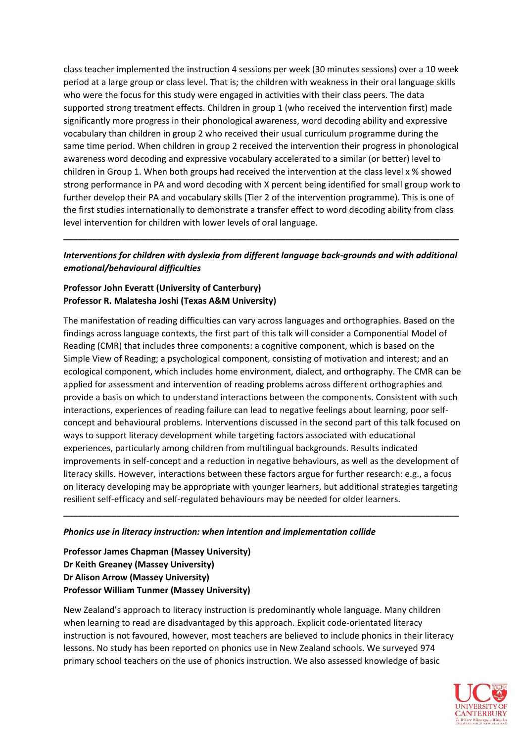class teacher implemented the instruction 4 sessions per week (30 minutes sessions) over a 10 week period at a large group or class level. That is; the children with weakness in their oral language skills who were the focus for this study were engaged in activities with their class peers. The data supported strong treatment effects. Children in group 1 (who received the intervention first) made significantly more progress in their phonological awareness, word decoding ability and expressive vocabulary than children in group 2 who received their usual curriculum programme during the same time period. When children in group 2 received the intervention their progress in phonological awareness word decoding and expressive vocabulary accelerated to a similar (or better) level to children in Group 1. When both groups had received the intervention at the class level x % showed strong performance in PA and word decoding with X percent being identified for small group work to further develop their PA and vocabulary skills (Tier 2 of the intervention programme). This is one of the first studies internationally to demonstrate a transfer effect to word decoding ability from class level intervention for children with lower levels of oral language.

---

***Interventions for children with dyslexia from different language back-grounds and with additional emotional/behavioural difficulties***

**Professor John Everatt (University of Canterbury)**
**Professor R. Malatesha Joshi (Texas A&M University)**

The manifestation of reading difficulties can vary across languages and orthographies. Based on the findings across language contexts, the first part of this talk will consider a Componential Model of Reading (CMR) that includes three components: a cognitive component, which is based on the Simple View of Reading; a psychological component, consisting of motivation and interest; and an ecological component, which includes home environment, dialect, and orthography. The CMR can be applied for assessment and intervention of reading problems across different orthographies and provide a basis on which to understand interactions between the components. Consistent with such interactions, experiences of reading failure can lead to negative feelings about learning, poor self-concept and behavioural problems. Interventions discussed in the second part of this talk focused on ways to support literacy development while targeting factors associated with educational experiences, particularly among children from multilingual backgrounds. Results indicated improvements in self-concept and a reduction in negative behaviours, as well as the development of literacy skills. However, interactions between these factors argue for further research: e.g., a focus on literacy developing may be appropriate with younger learners, but additional strategies targeting resilient self-efficacy and self-regulated behaviours may be needed for older learners.

---

***Phonics use in literacy instruction: when intention and implementation collide***

**Professor James Chapman (Massey University)**
**Dr Keith Greaney (Massey University)**
**Dr Alison Arrow (Massey University)**
**Professor William Tunmer (Massey University)**

New Zealand's approach to literacy instruction is predominantly whole language. Many children when learning to read are disadvantaged by this approach. Explicit code-orientated literacy instruction is not favoured, however, most teachers are believed to include phonics in their literacy lessons. No study has been reported on phonics use in New Zealand schools. We surveyed 974 primary school teachers on the use of phonics instruction. We also assessed knowledge of basic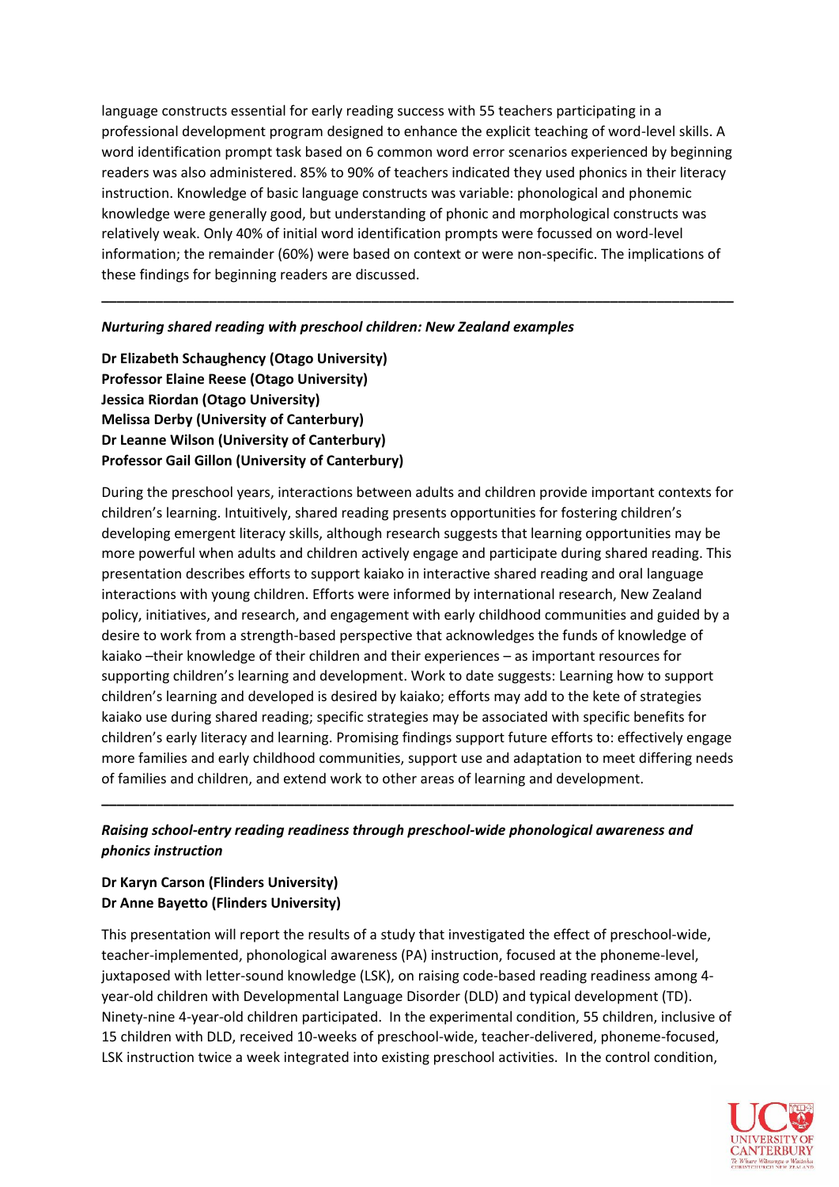language constructs essential for early reading success with 55 teachers participating in a professional development program designed to enhance the explicit teaching of word-level skills. A word identification prompt task based on 6 common word error scenarios experienced by beginning readers was also administered. 85% to 90% of teachers indicated they used phonics in their literacy instruction. Knowledge of basic language constructs was variable: phonological and phonemic knowledge were generally good, but understanding of phonic and morphological constructs was relatively weak. Only 40% of initial word identification prompts were focussed on word-level information; the remainder (60%) were based on context or were non-specific. The implications of these findings for beginning readers are discussed.

---

***Nurturing shared reading with preschool children: New Zealand examples***

**Dr Elizabeth Schaughency (Otago University)**
**Professor Elaine Reese (Otago University)**
**Jessica Riordan (Otago University)**
**Melissa Derby (University of Canterbury)**
**Dr Leanne Wilson (University of Canterbury)**
**Professor Gail Gillon (University of Canterbury)**

During the preschool years, interactions between adults and children provide important contexts for children's learning. Intuitively, shared reading presents opportunities for fostering children's developing emergent literacy skills, although research suggests that learning opportunities may be more powerful when adults and children actively engage and participate during shared reading. This presentation describes efforts to support kaiako in interactive shared reading and oral language interactions with young children. Efforts were informed by international research, New Zealand policy, initiatives, and research, and engagement with early childhood communities and guided by a desire to work from a strength-based perspective that acknowledges the funds of knowledge of kaiako –their knowledge of their children and their experiences – as important resources for supporting children's learning and development. Work to date suggests: Learning how to support children's learning and developed is desired by kaiako; efforts may add to the kete of strategies kaiako use during shared reading; specific strategies may be associated with specific benefits for children's early literacy and learning. Promising findings support future efforts to: effectively engage more families and early childhood communities, support use and adaptation to meet differing needs of families and children, and extend work to other areas of learning and development.

---

***Raising school-entry reading readiness through preschool-wide phonological awareness and phonics instruction***

**Dr Karyn Carson (Flinders University)**
**Dr Anne Bayetto (Flinders University)**

This presentation will report the results of a study that investigated the effect of preschool-wide, teacher-implemented, phonological awareness (PA) instruction, focused at the phoneme-level, juxtaposed with letter-sound knowledge (LSK), on raising code-based reading readiness among 4-year-old children with Developmental Language Disorder (DLD) and typical development (TD). Ninety-nine 4-year-old children participated. In the experimental condition, 55 children, inclusive of 15 children with DLD, received 10-weeks of preschool-wide, teacher-delivered, phoneme-focused, LSK instruction twice a week integrated into existing preschool activities. In the control condition,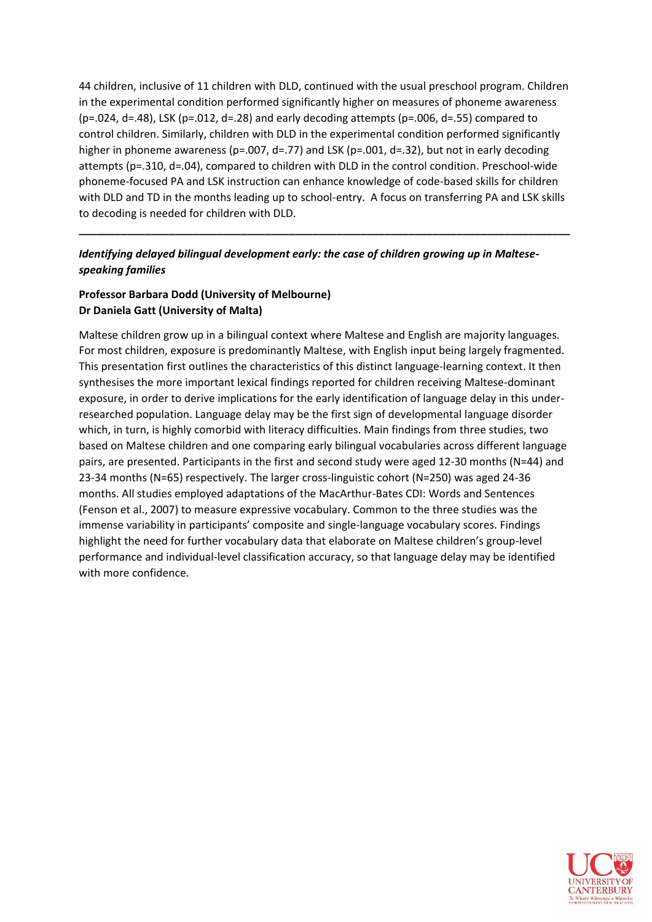44 children, inclusive of 11 children with DLD, continued with the usual preschool program. Children in the experimental condition performed significantly higher on measures of phoneme awareness ($p=.024$, $d=.48$), LSK ($p=.012$, $d=.28$) and early decoding attempts ($p=.006$, $d=.55$) compared to control children. Similarly, children with DLD in the experimental condition performed significantly higher in phoneme awareness ($p=.007$, $d=.77$) and LSK ($p=.001$, $d=.32$), but not in early decoding attempts ($p=.310$, $d=.04$), compared to children with DLD in the control condition. Preschool-wide phoneme-focused PA and LSK instruction can enhance knowledge of code-based skills for children with DLD and TD in the months leading up to school-entry. A focus on transferring PA and LSK skills to decoding is needed for children with DLD.

---

***Identifying delayed bilingual development early: the case of children growing up in Maltese-speaking families***

**Professor Barbara Dodd (University of Melbourne)**
**Dr Daniela Gatt (University of Malta)**

Maltese children grow up in a bilingual context where Maltese and English are majority languages. For most children, exposure is predominantly Maltese, with English input being largely fragmented. This presentation first outlines the characteristics of this distinct language-learning context. It then synthesises the more important lexical findings reported for children receiving Maltese-dominant exposure, in order to derive implications for the early identification of language delay in this under-researched population. Language delay may be the first sign of developmental language disorder which, in turn, is highly comorbid with literacy difficulties. Main findings from three studies, two based on Maltese children and one comparing early bilingual vocabularies across different language pairs, are presented. Participants in the first and second study were aged 12-30 months (N=44) and 23-34 months (N=65) respectively. The larger cross-linguistic cohort (N=250) was aged 24-36 months. All studies employed adaptations of the MacArthur-Bates CDI: Words and Sentences (Fenson et al., 2007) to measure expressive vocabulary. Common to the three studies was the immense variability in participants' composite and single-language vocabulary scores. Findings highlight the need for further vocabulary data that elaborate on Maltese children's group-level performance and individual-level classification accuracy, so that language delay may be identified with more confidence.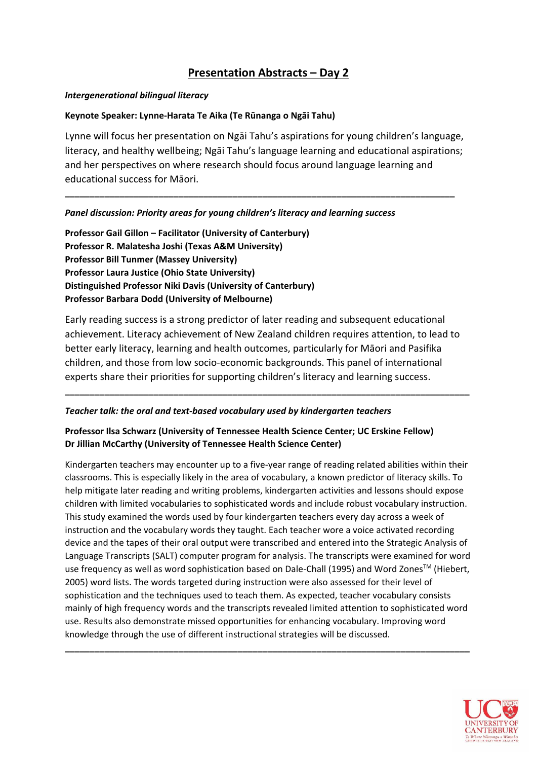# Presentation Abstracts – Day 2

***Intergenerational bilingual literacy***

**Keynote Speaker: Lynne-Harata Te Aika (Te Rūnanga o Ngāi Tahu)**

Lynne will focus her presentation on Ngāi Tahu's aspirations for young children's language, literacy, and healthy wellbeing; Ngāi Tahu's language learning and educational aspirations; and her perspectives on where research should focus around language learning and educational success for Māori.

---

***Panel discussion: Priority areas for young children's literacy and learning success***

**Professor Gail Gillon – Facilitator (University of Canterbury)**
**Professor R. Malatesha Joshi (Texas A&M University)**
**Professor Bill Tunmer (Massey University)**
**Professor Laura Justice (Ohio State University)**
**Distinguished Professor Niki Davis (University of Canterbury)**
**Professor Barbara Dodd (University of Melbourne)**

Early reading success is a strong predictor of later reading and subsequent educational achievement. Literacy achievement of New Zealand children requires attention, to lead to better early literacy, learning and health outcomes, particularly for Māori and Pasifika children, and those from low socio-economic backgrounds. This panel of international experts share their priorities for supporting children's literacy and learning success.

---

***Teacher talk: the oral and text-based vocabulary used by kindergarten teachers***

**Professor Ilsa Schwarz (University of Tennessee Health Science Center; UC Erskine Fellow)**
**Dr Jillian McCarthy (University of Tennessee Health Science Center)**

Kindergarten teachers may encounter up to a five-year range of reading related abilities within their classrooms. This is especially likely in the area of vocabulary, a known predictor of literacy skills. To help mitigate later reading and writing problems, kindergarten activities and lessons should expose children with limited vocabularies to sophisticated words and include robust vocabulary instruction. This study examined the words used by four kindergarten teachers every day across a week of instruction and the vocabulary words they taught. Each teacher wore a voice activated recording device and the tapes of their oral output were transcribed and entered into the Strategic Analysis of Language Transcripts (SALT) computer program for analysis. The transcripts were examined for word use frequency as well as word sophistication based on Dale-Chall (1995) and Word Zones™ (Hiebert, 2005) word lists. The words targeted during instruction were also assessed for their level of sophistication and the techniques used to teach them. As expected, teacher vocabulary consists mainly of high frequency words and the transcripts revealed limited attention to sophisticated word use. Results also demonstrate missed opportunities for enhancing vocabulary. Improving word knowledge through the use of different instructional strategies will be discussed.

---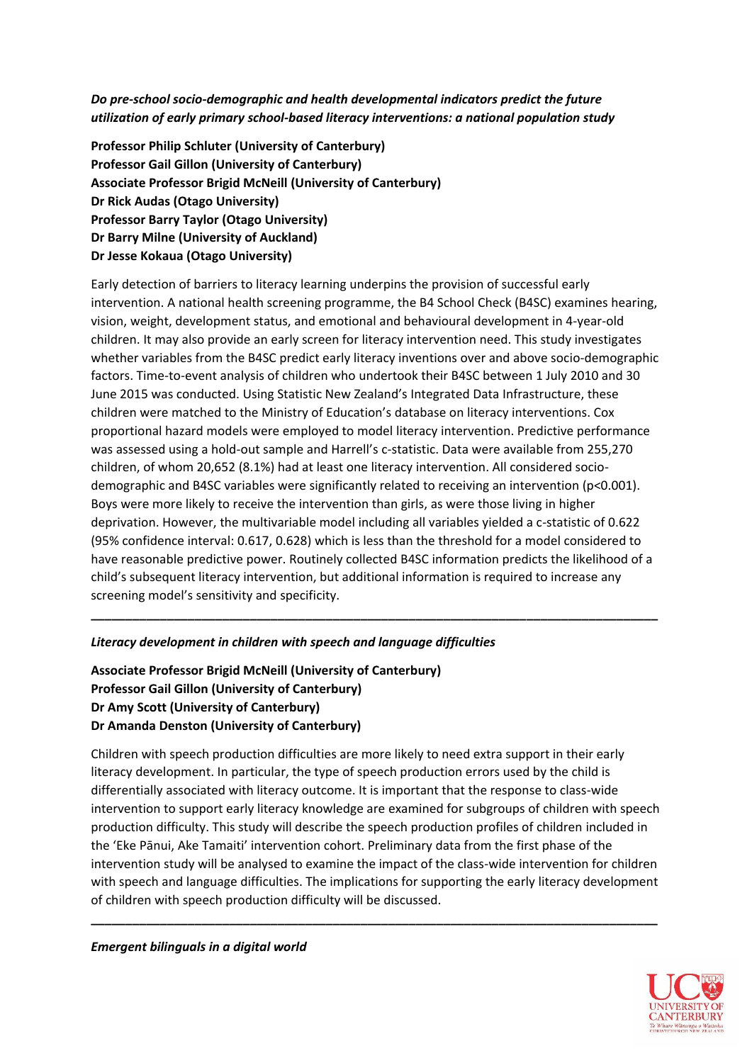***Do pre-school socio-demographic and health developmental indicators predict the future utilization of early primary school-based literacy interventions: a national population study***

**Professor Philip Schluter (University of Canterbury)**
**Professor Gail Gillon (University of Canterbury)**
**Associate Professor Brigid McNeill (University of Canterbury)**
**Dr Rick Audas (Otago University)**
**Professor Barry Taylor (Otago University)**
**Dr Barry Milne (University of Auckland)**
**Dr Jesse Kokaua (Otago University)**

Early detection of barriers to literacy learning underpins the provision of successful early intervention. A national health screening programme, the B4 School Check (B4SC) examines hearing, vision, weight, development status, and emotional and behavioural development in 4-year-old children. It may also provide an early screen for literacy intervention need. This study investigates whether variables from the B4SC predict early literacy inventions over and above socio-demographic factors. Time-to-event analysis of children who undertook their B4SC between 1 July 2010 and 30 June 2015 was conducted. Using Statistic New Zealand's Integrated Data Infrastructure, these children were matched to the Ministry of Education's database on literacy interventions. Cox proportional hazard models were employed to model literacy intervention. Predictive performance was assessed using a hold-out sample and Harrell's c-statistic. Data were available from 255,270 children, of whom 20,652 (8.1%) had at least one literacy intervention. All considered socio-demographic and B4SC variables were significantly related to receiving an intervention ($p<0.001$). Boys were more likely to receive the intervention than girls, as were those living in higher deprivation. However, the multivariable model including all variables yielded a c-statistic of 0.622 (95% confidence interval: 0.617, 0.628) which is less than the threshold for a model considered to have reasonable predictive power. Routinely collected B4SC information predicts the likelihood of a child's subsequent literacy intervention, but additional information is required to increase any screening model's sensitivity and specificity.

---

***Literacy development in children with speech and language difficulties***

**Associate Professor Brigid McNeill (University of Canterbury)**
**Professor Gail Gillon (University of Canterbury)**
**Dr Amy Scott (University of Canterbury)**
**Dr Amanda Denston (University of Canterbury)**

Children with speech production difficulties are more likely to need extra support in their early literacy development. In particular, the type of speech production errors used by the child is differentially associated with literacy outcome. It is important that the response to class-wide intervention to support early literacy knowledge are examined for subgroups of children with speech production difficulty. This study will describe the speech production profiles of children included in the 'Eke Pānui, Ake Tamaiti' intervention cohort. Preliminary data from the first phase of the intervention study will be analysed to examine the impact of the class-wide intervention for children with speech and language difficulties. The implications for supporting the early literacy development of children with speech production difficulty will be discussed.

---

***Emergent bilinguals in a digital world***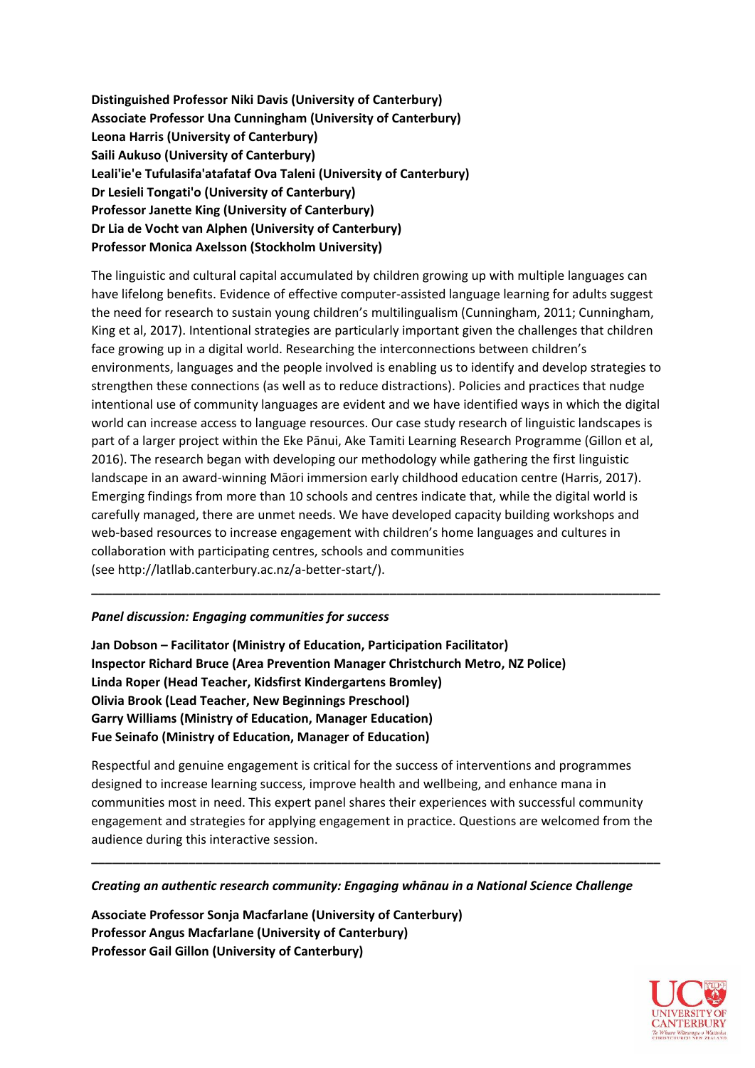**Distinguished Professor Niki Davis (University of Canterbury)**
**Associate Professor Una Cunningham (University of Canterbury)**
**Leona Harris (University of Canterbury)**
**Saili Aukuso (University of Canterbury)**
**Leali'ie'e Tufulasifa'atafataf Ova Taleni (University of Canterbury)**
**Dr Lesieli Tongati'o (University of Canterbury)**
**Professor Janette King (University of Canterbury)**
**Dr Lia de Vocht van Alphen (University of Canterbury)**
**Professor Monica Axelsson (Stockholm University)**

The linguistic and cultural capital accumulated by children growing up with multiple languages can have lifelong benefits. Evidence of effective computer-assisted language learning for adults suggest the need for research to sustain young children's multilingualism (Cunningham, 2011; Cunningham, King et al, 2017). Intentional strategies are particularly important given the challenges that children face growing up in a digital world. Researching the interconnections between children's environments, languages and the people involved is enabling us to identify and develop strategies to strengthen these connections (as well as to reduce distractions). Policies and practices that nudge intentional use of community languages are evident and we have identified ways in which the digital world can increase access to language resources. Our case study research of linguistic landscapes is part of a larger project within the Eke Pānui, Ake Tamiti Learning Research Programme (Gillon et al, 2016). The research began with developing our methodology while gathering the first linguistic landscape in an award-winning Māori immersion early childhood education centre (Harris, 2017). Emerging findings from more than 10 schools and centres indicate that, while the digital world is carefully managed, there are unmet needs. We have developed capacity building workshops and web-based resources to increase engagement with children's home languages and cultures in collaboration with participating centres, schools and communities (see http://latllab.canterbury.ac.nz/a-better-start/).

---

***Panel discussion: Engaging communities for success***

**Jan Dobson – Facilitator (Ministry of Education, Participation Facilitator)**
**Inspector Richard Bruce (Area Prevention Manager Christchurch Metro, NZ Police)**
**Linda Roper (Head Teacher, Kidsfirst Kindergartens Bromley)**
**Olivia Brook (Lead Teacher, New Beginnings Preschool)**
**Garry Williams (Ministry of Education, Manager Education)**
**Fue Seinafo (Ministry of Education, Manager of Education)**

Respectful and genuine engagement is critical for the success of interventions and programmes designed to increase learning success, improve health and wellbeing, and enhance mana in communities most in need. This expert panel shares their experiences with successful community engagement and strategies for applying engagement in practice. Questions are welcomed from the audience during this interactive session.

---

***Creating an authentic research community: Engaging whānau in a National Science Challenge***

**Associate Professor Sonja Macfarlane (University of Canterbury)**
**Professor Angus Macfarlane (University of Canterbury)**
**Professor Gail Gillon (University of Canterbury)**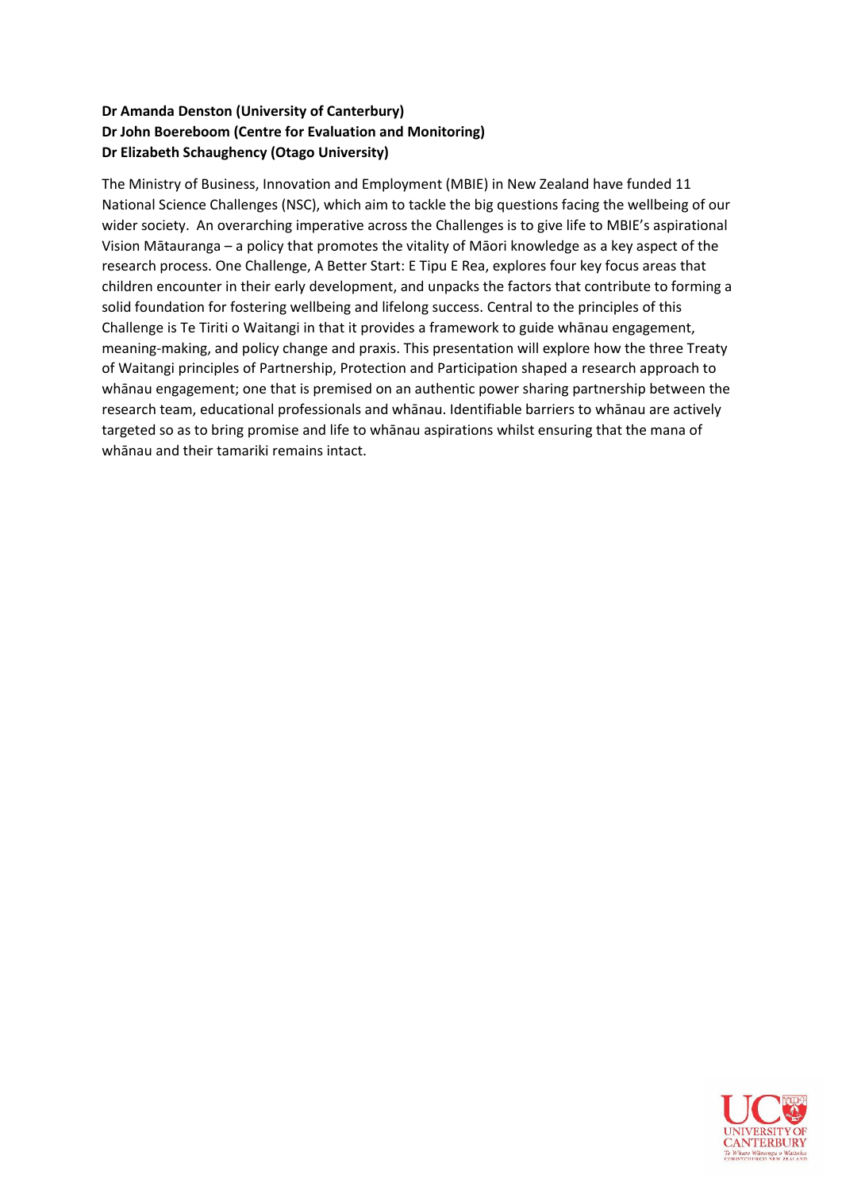**Dr Amanda Denston (University of Canterbury)**
**Dr John Boereboom (Centre for Evaluation and Monitoring)**
**Dr Elizabeth Schaughency (Otago University)**

The Ministry of Business, Innovation and Employment (MBIE) in New Zealand have funded 11 National Science Challenges (NSC), which aim to tackle the big questions facing the wellbeing of our wider society. An overarching imperative across the Challenges is to give life to MBIE's aspirational Vision Mātauranga – a policy that promotes the vitality of Māori knowledge as a key aspect of the research process. One Challenge, A Better Start: E Tipu E Rea, explores four key focus areas that children encounter in their early development, and unpacks the factors that contribute to forming a solid foundation for fostering wellbeing and lifelong success. Central to the principles of this Challenge is Te Tiriti o Waitangi in that it provides a framework to guide whānau engagement, meaning-making, and policy change and praxis. This presentation will explore how the three Treaty of Waitangi principles of Partnership, Protection and Participation shaped a research approach to whānau engagement; one that is premised on an authentic power sharing partnership between the research team, educational professionals and whānau. Identifiable barriers to whānau are actively targeted so as to bring promise and life to whānau aspirations whilst ensuring that the mana of whānau and their tamariki remains intact.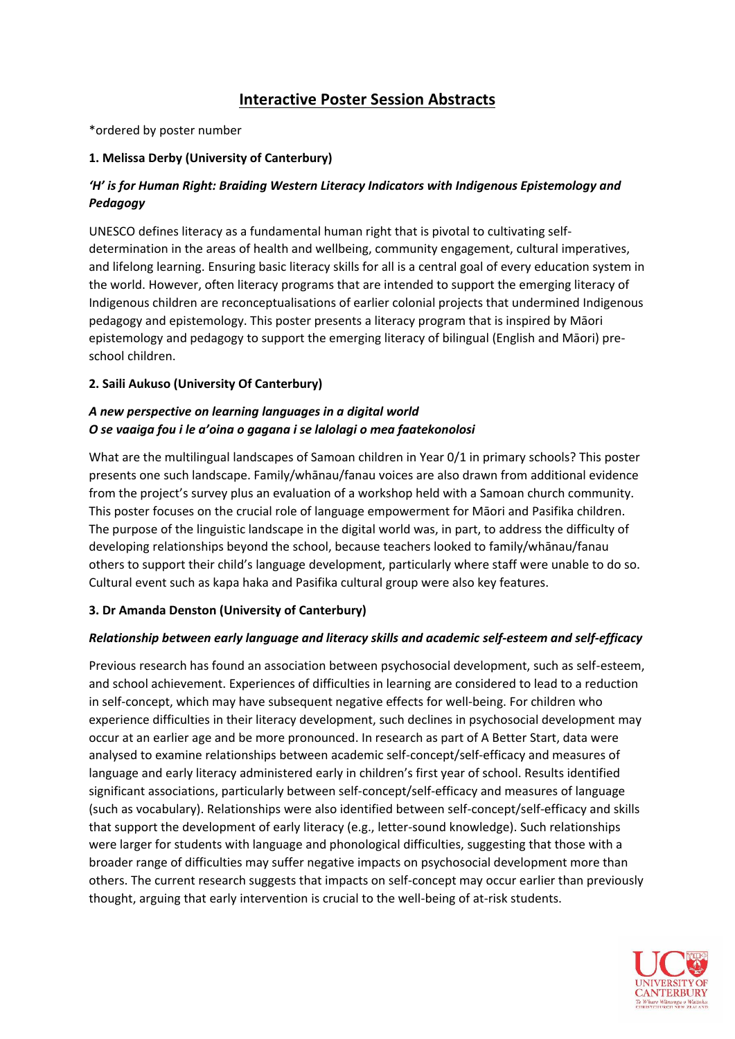# Interactive Poster Session Abstracts

*ordered by poster number

**1. Melissa Derby (University of Canterbury)**

***'H' is for Human Right: Braiding Western Literacy Indicators with Indigenous Epistemology and Pedagogy***

UNESCO defines literacy as a fundamental human right that is pivotal to cultivating self-determination in the areas of health and wellbeing, community engagement, cultural imperatives, and lifelong learning. Ensuring basic literacy skills for all is a central goal of every education system in the world. However, often literacy programs that are intended to support the emerging literacy of Indigenous children are reconceptualisations of earlier colonial projects that undermined Indigenous pedagogy and epistemology. This poster presents a literacy program that is inspired by Māori epistemology and pedagogy to support the emerging literacy of bilingual (English and Māori) pre-school children.

**2. Saili Aukuso (University Of Canterbury)**

***A new perspective on learning languages in a digital world***
***O se vaaiga fou i le a'oina o gagana i se lalolagi o mea faatekonolosi***

What are the multilingual landscapes of Samoan children in Year 0/1 in primary schools? This poster presents one such landscape. Family/whānau/fanau voices are also drawn from additional evidence from the project's survey plus an evaluation of a workshop held with a Samoan church community. This poster focuses on the crucial role of language empowerment for Māori and Pasifika children. The purpose of the linguistic landscape in the digital world was, in part, to address the difficulty of developing relationships beyond the school, because teachers looked to family/whānau/fanau others to support their child's language development, particularly where staff were unable to do so. Cultural event such as kapa haka and Pasifika cultural group were also key features.

**3. Dr Amanda Denston (University of Canterbury)**

***Relationship between early language and literacy skills and academic self-esteem and self-efficacy***

Previous research has found an association between psychosocial development, such as self-esteem, and school achievement. Experiences of difficulties in learning are considered to lead to a reduction in self-concept, which may have subsequent negative effects for well-being. For children who experience difficulties in their literacy development, such declines in psychosocial development may occur at an earlier age and be more pronounced. In research as part of A Better Start, data were analysed to examine relationships between academic self-concept/self-efficacy and measures of language and early literacy administered early in children's first year of school. Results identified significant associations, particularly between self-concept/self-efficacy and measures of language (such as vocabulary). Relationships were also identified between self-concept/self-efficacy and skills that support the development of early literacy (e.g., letter-sound knowledge). Such relationships were larger for students with language and phonological difficulties, suggesting that those with a broader range of difficulties may suffer negative impacts on psychosocial development more than others. The current research suggests that impacts on self-concept may occur earlier than previously thought, arguing that early intervention is crucial to the well-being of at-risk students.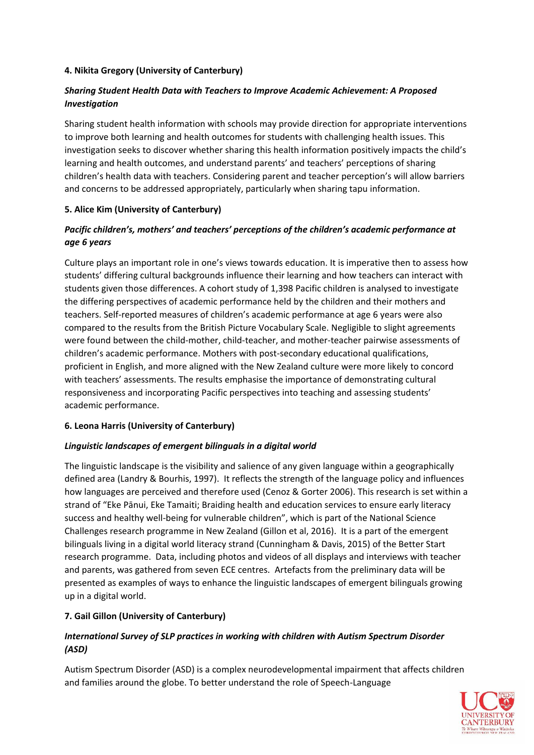**4. Nikita Gregory (University of Canterbury)**

***Sharing Student Health Data with Teachers to Improve Academic Achievement: A Proposed Investigation***

Sharing student health information with schools may provide direction for appropriate interventions to improve both learning and health outcomes for students with challenging health issues. This investigation seeks to discover whether sharing this health information positively impacts the child's learning and health outcomes, and understand parents' and teachers' perceptions of sharing children's health data with teachers. Considering parent and teacher perception's will allow barriers and concerns to be addressed appropriately, particularly when sharing tapu information.

**5. Alice Kim (University of Canterbury)**

***Pacific children's, mothers' and teachers' perceptions of the children's academic performance at age 6 years***

Culture plays an important role in one's views towards education. It is imperative then to assess how students' differing cultural backgrounds influence their learning and how teachers can interact with students given those differences. A cohort study of 1,398 Pacific children is analysed to investigate the differing perspectives of academic performance held by the children and their mothers and teachers. Self-reported measures of children's academic performance at age 6 years were also compared to the results from the British Picture Vocabulary Scale. Negligible to slight agreements were found between the child-mother, child-teacher, and mother-teacher pairwise assessments of children's academic performance. Mothers with post-secondary educational qualifications, proficient in English, and more aligned with the New Zealand culture were more likely to concord with teachers' assessments. The results emphasise the importance of demonstrating cultural responsiveness and incorporating Pacific perspectives into teaching and assessing students' academic performance.

**6. Leona Harris (University of Canterbury)**

***Linguistic landscapes of emergent bilinguals in a digital world***

The linguistic landscape is the visibility and salience of any given language within a geographically defined area (Landry & Bourhis, 1997). It reflects the strength of the language policy and influences how languages are perceived and therefore used (Cenoz & Gorter 2006). This research is set within a strand of "Eke Pānui, Eke Tamaiti; Braiding health and education services to ensure early literacy success and healthy well-being for vulnerable children", which is part of the National Science Challenges research programme in New Zealand (Gillon et al, 2016). It is a part of the emergent bilinguals living in a digital world literacy strand (Cunningham & Davis, 2015) of the Better Start research programme. Data, including photos and videos of all displays and interviews with teacher and parents, was gathered from seven ECE centres. Artefacts from the preliminary data will be presented as examples of ways to enhance the linguistic landscapes of emergent bilinguals growing up in a digital world.

**7. Gail Gillon (University of Canterbury)**

***International Survey of SLP practices in working with children with Autism Spectrum Disorder (ASD)***

Autism Spectrum Disorder (ASD) is a complex neurodevelopmental impairment that affects children and families around the globe. To better understand the role of Speech-Language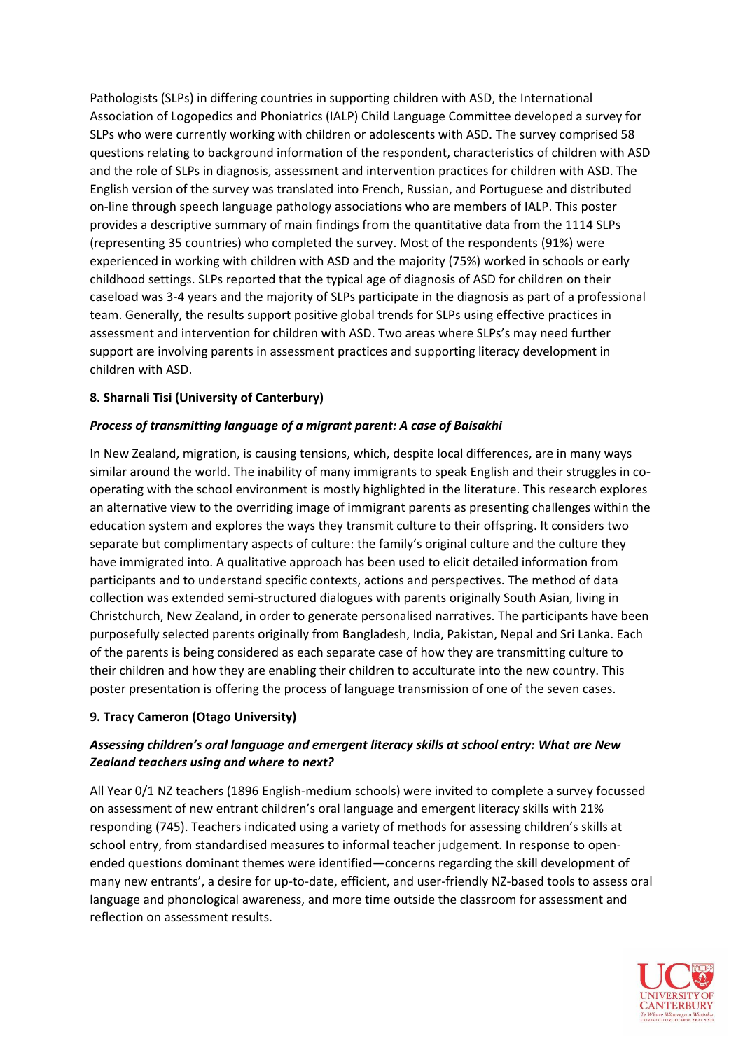Pathologists (SLPs) in differing countries in supporting children with ASD, the International Association of Logopedics and Phoniatrics (IALP) Child Language Committee developed a survey for SLPs who were currently working with children or adolescents with ASD. The survey comprised 58 questions relating to background information of the respondent, characteristics of children with ASD and the role of SLPs in diagnosis, assessment and intervention practices for children with ASD. The English version of the survey was translated into French, Russian, and Portuguese and distributed on-line through speech language pathology associations who are members of IALP. This poster provides a descriptive summary of main findings from the quantitative data from the 1114 SLPs (representing 35 countries) who completed the survey. Most of the respondents (91%) were experienced in working with children with ASD and the majority (75%) worked in schools or early childhood settings. SLPs reported that the typical age of diagnosis of ASD for children on their caseload was 3-4 years and the majority of SLPs participate in the diagnosis as part of a professional team. Generally, the results support positive global trends for SLPs using effective practices in assessment and intervention for children with ASD. Two areas where SLPs's may need further support are involving parents in assessment practices and supporting literacy development in children with ASD.

**8. Sharnali Tisi (University of Canterbury)**

***Process of transmitting language of a migrant parent: A case of Baisakhi***

In New Zealand, migration, is causing tensions, which, despite local differences, are in many ways similar around the world. The inability of many immigrants to speak English and their struggles in co-operating with the school environment is mostly highlighted in the literature. This research explores an alternative view to the overriding image of immigrant parents as presenting challenges within the education system and explores the ways they transmit culture to their offspring. It considers two separate but complimentary aspects of culture: the family's original culture and the culture they have immigrated into. A qualitative approach has been used to elicit detailed information from participants and to understand specific contexts, actions and perspectives. The method of data collection was extended semi-structured dialogues with parents originally South Asian, living in Christchurch, New Zealand, in order to generate personalised narratives. The participants have been purposefully selected parents originally from Bangladesh, India, Pakistan, Nepal and Sri Lanka. Each of the parents is being considered as each separate case of how they are transmitting culture to their children and how they are enabling their children to acculturate into the new country. This poster presentation is offering the process of language transmission of one of the seven cases.

**9. Tracy Cameron (Otago University)**

***Assessing children's oral language and emergent literacy skills at school entry: What are New Zealand teachers using and where to next?***

All Year 0/1 NZ teachers (1896 English-medium schools) were invited to complete a survey focussed on assessment of new entrant children's oral language and emergent literacy skills with 21% responding (745). Teachers indicated using a variety of methods for assessing children's skills at school entry, from standardised measures to informal teacher judgement. In response to open-ended questions dominant themes were identified—concerns regarding the skill development of many new entrants', a desire for up-to-date, efficient, and user-friendly NZ-based tools to assess oral language and phonological awareness, and more time outside the classroom for assessment and reflection on assessment results.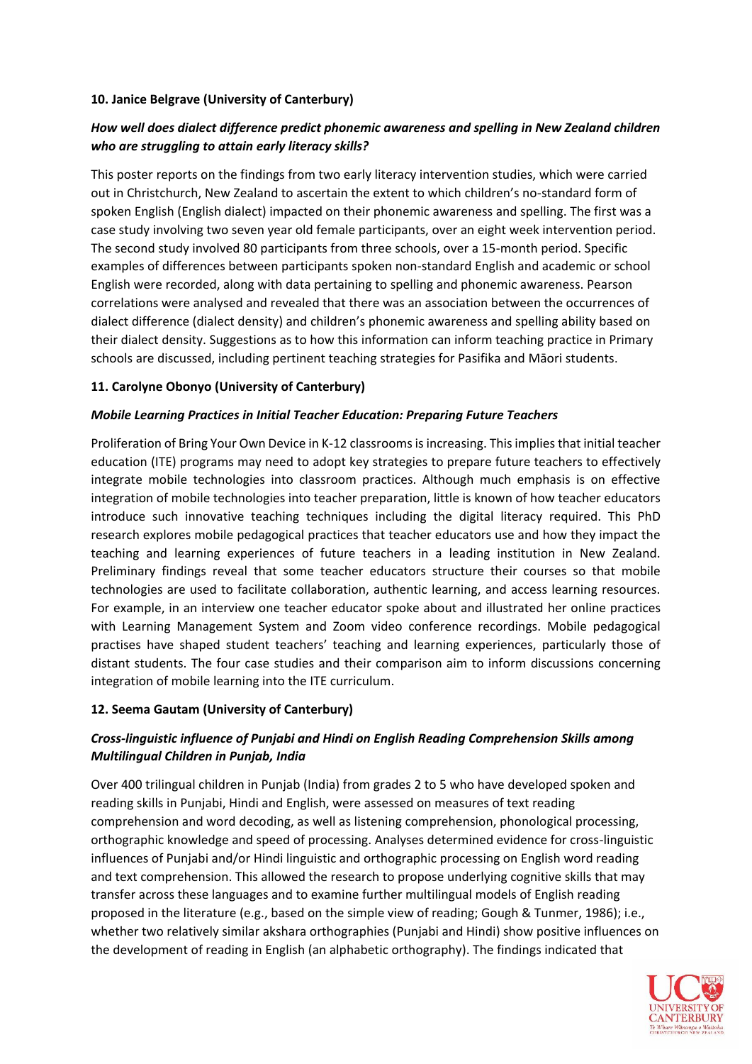**10. Janice Belgrave (University of Canterbury)**

***How well does dialect difference predict phonemic awareness and spelling in New Zealand children who are struggling to attain early literacy skills?***

This poster reports on the findings from two early literacy intervention studies, which were carried out in Christchurch, New Zealand to ascertain the extent to which children's no-standard form of spoken English (English dialect) impacted on their phonemic awareness and spelling. The first was a case study involving two seven year old female participants, over an eight week intervention period. The second study involved 80 participants from three schools, over a 15-month period. Specific examples of differences between participants spoken non-standard English and academic or school English were recorded, along with data pertaining to spelling and phonemic awareness. Pearson correlations were analysed and revealed that there was an association between the occurrences of dialect difference (dialect density) and children's phonemic awareness and spelling ability based on their dialect density. Suggestions as to how this information can inform teaching practice in Primary schools are discussed, including pertinent teaching strategies for Pasifika and Māori students.

**11. Carolyne Obonyo (University of Canterbury)**

***Mobile Learning Practices in Initial Teacher Education: Preparing Future Teachers***

Proliferation of Bring Your Own Device in K-12 classrooms is increasing. This implies that initial teacher education (ITE) programs may need to adopt key strategies to prepare future teachers to effectively integrate mobile technologies into classroom practices. Although much emphasis is on effective integration of mobile technologies into teacher preparation, little is known of how teacher educators introduce such innovative teaching techniques including the digital literacy required. This PhD research explores mobile pedagogical practices that teacher educators use and how they impact the teaching and learning experiences of future teachers in a leading institution in New Zealand. Preliminary findings reveal that some teacher educators structure their courses so that mobile technologies are used to facilitate collaboration, authentic learning, and access learning resources. For example, in an interview one teacher educator spoke about and illustrated her online practices with Learning Management System and Zoom video conference recordings. Mobile pedagogical practises have shaped student teachers' teaching and learning experiences, particularly those of distant students. The four case studies and their comparison aim to inform discussions concerning integration of mobile learning into the ITE curriculum.

**12. Seema Gautam (University of Canterbury)**

***Cross-linguistic influence of Punjabi and Hindi on English Reading Comprehension Skills among Multilingual Children in Punjab, India***

Over 400 trilingual children in Punjab (India) from grades 2 to 5 who have developed spoken and reading skills in Punjabi, Hindi and English, were assessed on measures of text reading comprehension and word decoding, as well as listening comprehension, phonological processing, orthographic knowledge and speed of processing. Analyses determined evidence for cross-linguistic influences of Punjabi and/or Hindi linguistic and orthographic processing on English word reading and text comprehension. This allowed the research to propose underlying cognitive skills that may transfer across these languages and to examine further multilingual models of English reading proposed in the literature (e.g., based on the simple view of reading; Gough & Tunmer, 1986); i.e., whether two relatively similar akshara orthographies (Punjabi and Hindi) show positive influences on the development of reading in English (an alphabetic orthography). The findings indicated that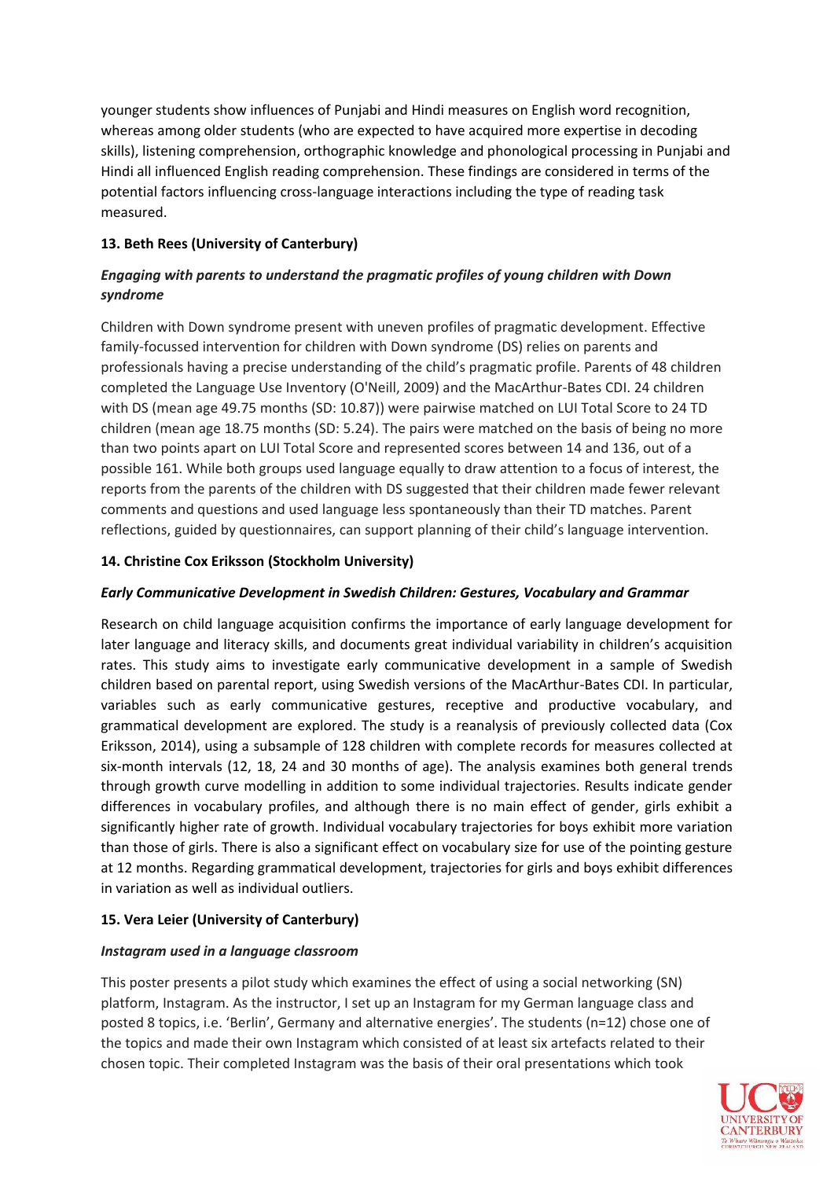younger students show influences of Punjabi and Hindi measures on English word recognition, whereas among older students (who are expected to have acquired more expertise in decoding skills), listening comprehension, orthographic knowledge and phonological processing in Punjabi and Hindi all influenced English reading comprehension. These findings are considered in terms of the potential factors influencing cross-language interactions including the type of reading task measured.

**13. Beth Rees (University of Canterbury)**

***Engaging with parents to understand the pragmatic profiles of young children with Down syndrome***

Children with Down syndrome present with uneven profiles of pragmatic development. Effective family-focussed intervention for children with Down syndrome (DS) relies on parents and professionals having a precise understanding of the child's pragmatic profile. Parents of 48 children completed the Language Use Inventory (O'Neill, 2009) and the MacArthur-Bates CDI. 24 children with DS (mean age 49.75 months (SD: 10.87)) were pairwise matched on LUI Total Score to 24 TD children (mean age 18.75 months (SD: 5.24). The pairs were matched on the basis of being no more than two points apart on LUI Total Score and represented scores between 14 and 136, out of a possible 161. While both groups used language equally to draw attention to a focus of interest, the reports from the parents of the children with DS suggested that their children made fewer relevant comments and questions and used language less spontaneously than their TD matches. Parent reflections, guided by questionnaires, can support planning of their child's language intervention.

**14. Christine Cox Eriksson (Stockholm University)**

***Early Communicative Development in Swedish Children: Gestures, Vocabulary and Grammar***

Research on child language acquisition confirms the importance of early language development for later language and literacy skills, and documents great individual variability in children's acquisition rates. This study aims to investigate early communicative development in a sample of Swedish children based on parental report, using Swedish versions of the MacArthur-Bates CDI. In particular, variables such as early communicative gestures, receptive and productive vocabulary, and grammatical development are explored. The study is a reanalysis of previously collected data (Cox Eriksson, 2014), using a subsample of 128 children with complete records for measures collected at six-month intervals (12, 18, 24 and 30 months of age). The analysis examines both general trends through growth curve modelling in addition to some individual trajectories. Results indicate gender differences in vocabulary profiles, and although there is no main effect of gender, girls exhibit a significantly higher rate of growth. Individual vocabulary trajectories for boys exhibit more variation than those of girls. There is also a significant effect on vocabulary size for use of the pointing gesture at 12 months. Regarding grammatical development, trajectories for girls and boys exhibit differences in variation as well as individual outliers.

**15. Vera Leier (University of Canterbury)**

***Instagram used in a language classroom***

This poster presents a pilot study which examines the effect of using a social networking (SN) platform, Instagram. As the instructor, I set up an Instagram for my German language class and posted 8 topics, i.e. 'Berlin', Germany and alternative energies'. The students (n=12) chose one of the topics and made their own Instagram which consisted of at least six artefacts related to their chosen topic. Their completed Instagram was the basis of their oral presentations which took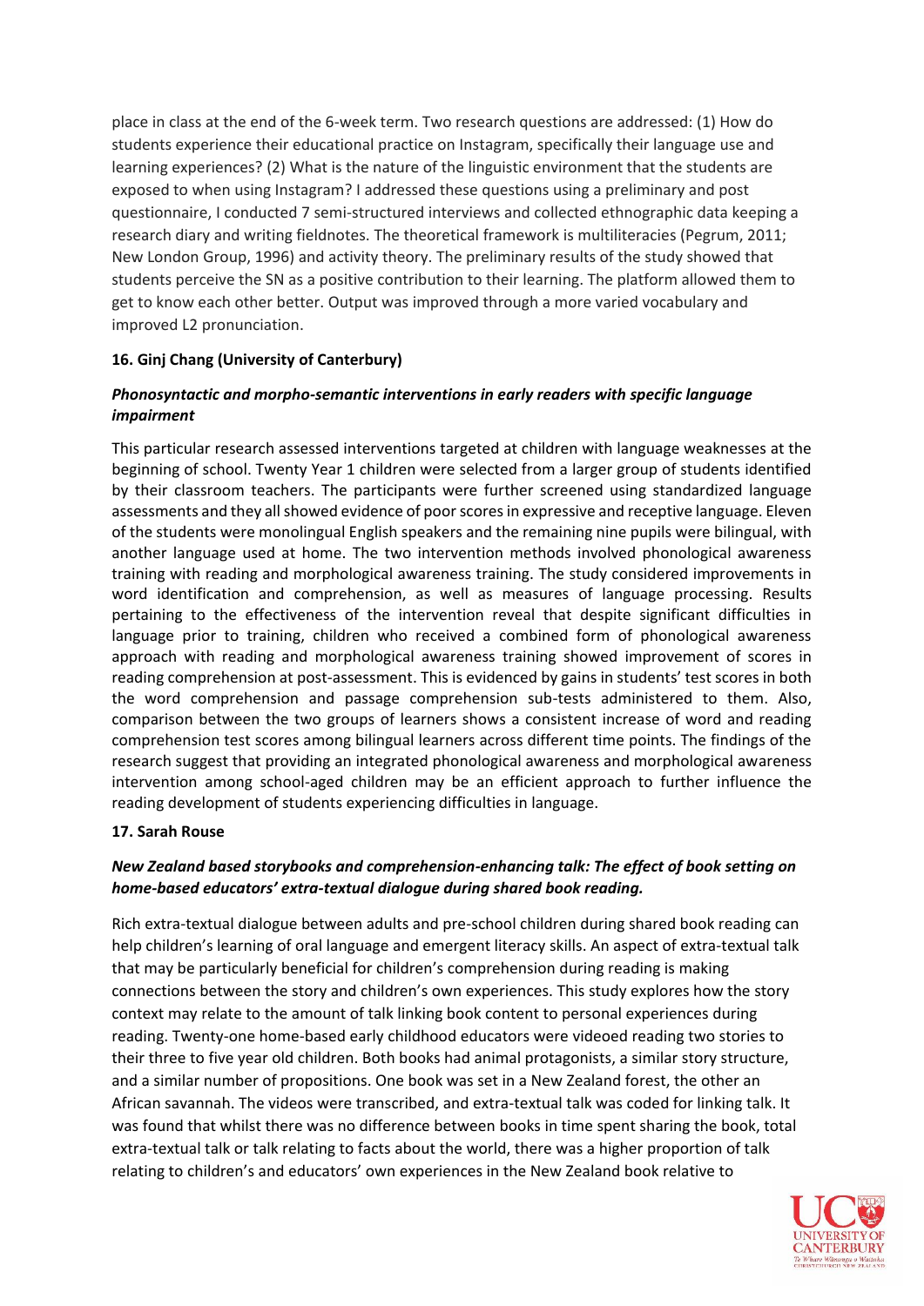place in class at the end of the 6-week term. Two research questions are addressed: (1) How do students experience their educational practice on Instagram, specifically their language use and learning experiences? (2) What is the nature of the linguistic environment that the students are exposed to when using Instagram? I addressed these questions using a preliminary and post questionnaire, I conducted 7 semi-structured interviews and collected ethnographic data keeping a research diary and writing fieldnotes. The theoretical framework is multiliteracies (Pegrum, 2011; New London Group, 1996) and activity theory. The preliminary results of the study showed that students perceive the SN as a positive contribution to their learning. The platform allowed them to get to know each other better. Output was improved through a more varied vocabulary and improved L2 pronunciation.

**16. Ginj Chang (University of Canterbury)**

***Phonosyntactic and morpho-semantic interventions in early readers with specific language impairment***

This particular research assessed interventions targeted at children with language weaknesses at the beginning of school. Twenty Year 1 children were selected from a larger group of students identified by their classroom teachers. The participants were further screened using standardized language assessments and they all showed evidence of poor scores in expressive and receptive language. Eleven of the students were monolingual English speakers and the remaining nine pupils were bilingual, with another language used at home. The two intervention methods involved phonological awareness training with reading and morphological awareness training. The study considered improvements in word identification and comprehension, as well as measures of language processing. Results pertaining to the effectiveness of the intervention reveal that despite significant difficulties in language prior to training, children who received a combined form of phonological awareness approach with reading and morphological awareness training showed improvement of scores in reading comprehension at post-assessment. This is evidenced by gains in students' test scores in both the word comprehension and passage comprehension sub-tests administered to them. Also, comparison between the two groups of learners shows a consistent increase of word and reading comprehension test scores among bilingual learners across different time points. The findings of the research suggest that providing an integrated phonological awareness and morphological awareness intervention among school-aged children may be an efficient approach to further influence the reading development of students experiencing difficulties in language.

**17. Sarah Rouse**

***New Zealand based storybooks and comprehension-enhancing talk: The effect of book setting on home-based educators' extra-textual dialogue during shared book reading.***

Rich extra-textual dialogue between adults and pre-school children during shared book reading can help children's learning of oral language and emergent literacy skills. An aspect of extra-textual talk that may be particularly beneficial for children's comprehension during reading is making connections between the story and children's own experiences. This study explores how the story context may relate to the amount of talk linking book content to personal experiences during reading. Twenty-one home-based early childhood educators were videoed reading two stories to their three to five year old children. Both books had animal protagonists, a similar story structure, and a similar number of propositions. One book was set in a New Zealand forest, the other an African savannah. The videos were transcribed, and extra-textual talk was coded for linking talk. It was found that whilst there was no difference between books in time spent sharing the book, total extra-textual talk or talk relating to facts about the world, there was a higher proportion of talk relating to children's and educators' own experiences in the New Zealand book relative to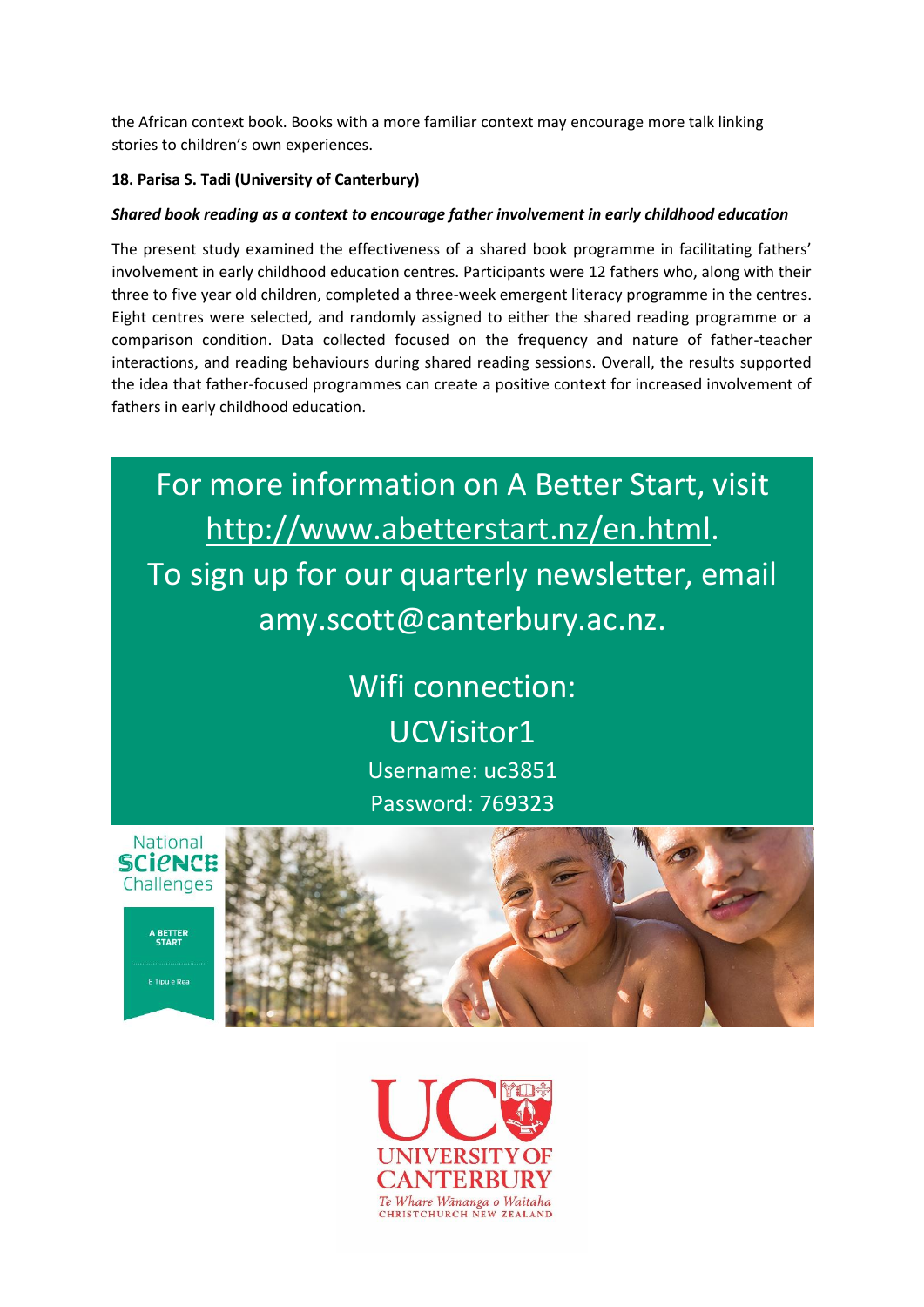the African context book. Books with a more familiar context may encourage more talk linking stories to children's own experiences.

**18. Parisa S. Tadi (University of Canterbury)**

***Shared book reading as a context to encourage father involvement in early childhood education***

The present study examined the effectiveness of a shared book programme in facilitating fathers' involvement in early childhood education centres. Participants were 12 fathers who, along with their three to five year old children, completed a three-week emergent literacy programme in the centres. Eight centres were selected, and randomly assigned to either the shared reading programme or a comparison condition. Data collected focused on the frequency and nature of father-teacher interactions, and reading behaviours during shared reading sessions. Overall, the results supported the idea that father-focused programmes can create a positive context for increased involvement of fathers in early childhood education.

For more information on A Better Start, visit http://www.abetterstart.nz/en.html.
To sign up for our quarterly newsletter, email amy.scott@canterbury.ac.nz.

Wifi connection:
UCVisitor1
Username: uc3851
Password: 769323

National Science Challenges

A BETTER START

E Tipu e Rea

UC UNIVERSITY OF CANTERBURY
Te Whare Wānanga o Waitaha
CHRISTCHURCH NEW ZEALAND